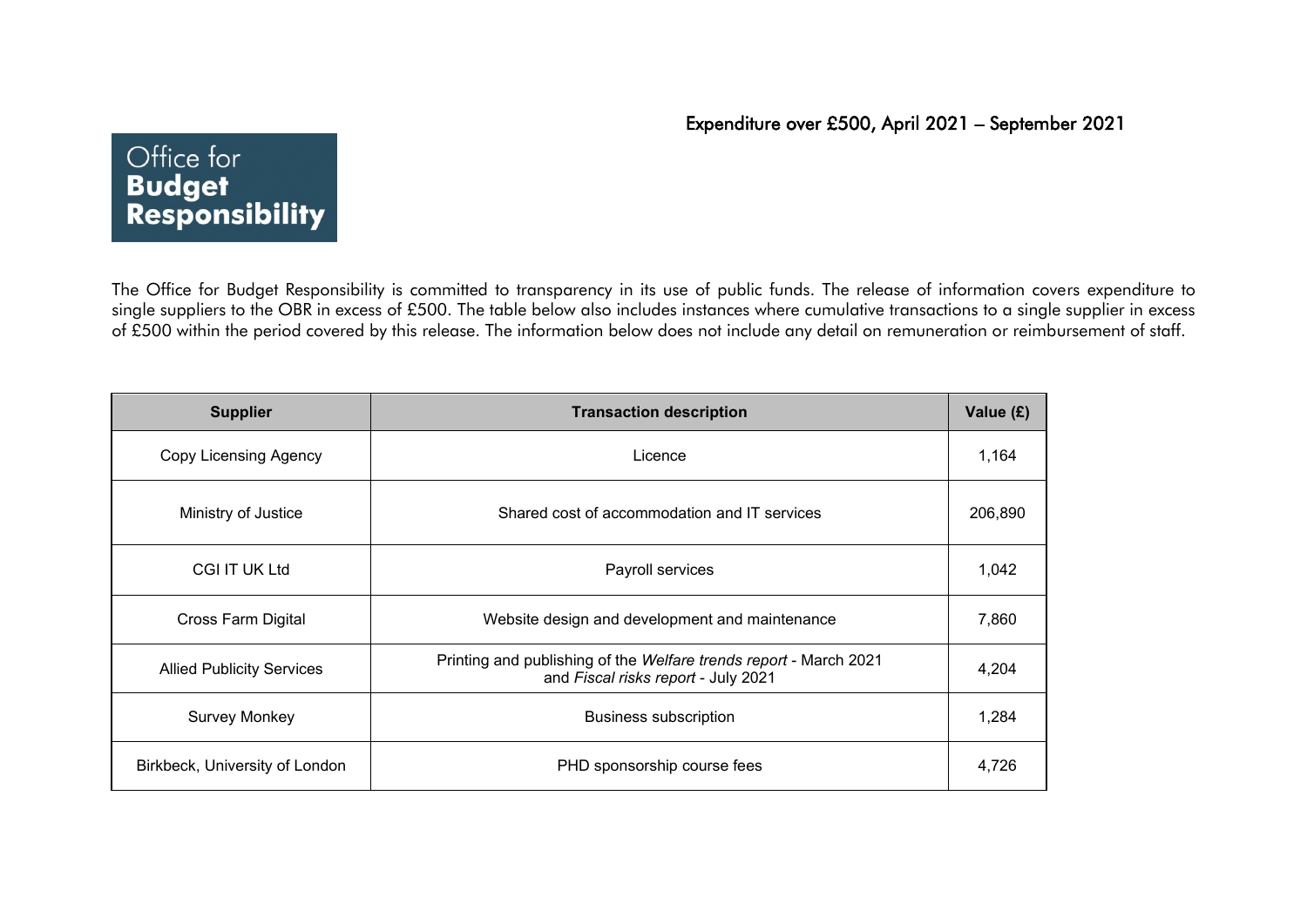# Expenditure over £500, April 2021 – September 2021

Office for **Budget Responsibility**

The Office for Budget Responsibility is committed to transparency in its use of public funds. The release of information covers expenditure to single suppliers to the OBR in excess of £500. The table below also includes instances where cumulative transactions to a single supplier in excess of £500 within the period covered by this release. The information below does not include any detail on remuneration or reimbursement of staff.

| Supplier | Transaction description | Value (£) |
|---|---|---|
| Copy Licensing Agency | Licence | 1,164 |
| Ministry of Justice | Shared cost of accommodation and IT services | 206,890 |
| CGI IT UK Ltd | Payroll services | 1,042 |
| Cross Farm Digital | Website design and development and maintenance | 7,860 |
| Allied Publicity Services | Printing and publishing of the *Welfare trends report* - March 2021 and *Fiscal risks report* - July 2021 | 4,204 |
| Survey Monkey | Business subscription | 1,284 |
| Birkbeck, University of London | PHD sponsorship course fees | 4,726 |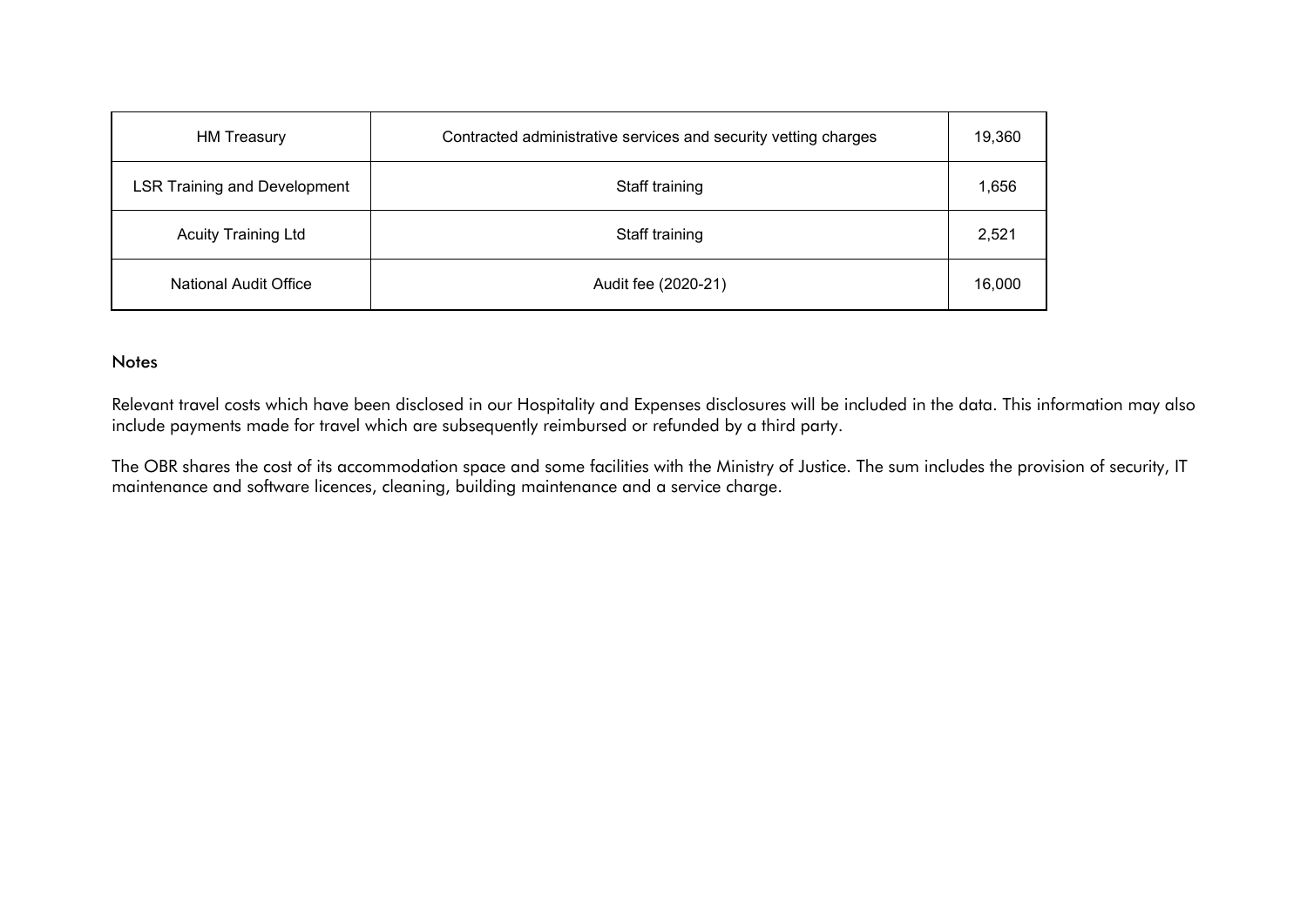| | | |
|---|---|---|
| HM Treasury | Contracted administrative services and security vetting charges | 19,360 |
| LSR Training and Development | Staff training | 1,656 |
| Acuity Training Ltd | Staff training | 2,521 |
| National Audit Office | Audit fee (2020-21) | 16,000 |

## Notes

Relevant travel costs which have been disclosed in our Hospitality and Expenses disclosures will be included in the data. This information may also include payments made for travel which are subsequently reimbursed or refunded by a third party.

The OBR shares the cost of its accommodation space and some facilities with the Ministry of Justice. The sum includes the provision of security, IT maintenance and software licences, cleaning, building maintenance and a service charge.